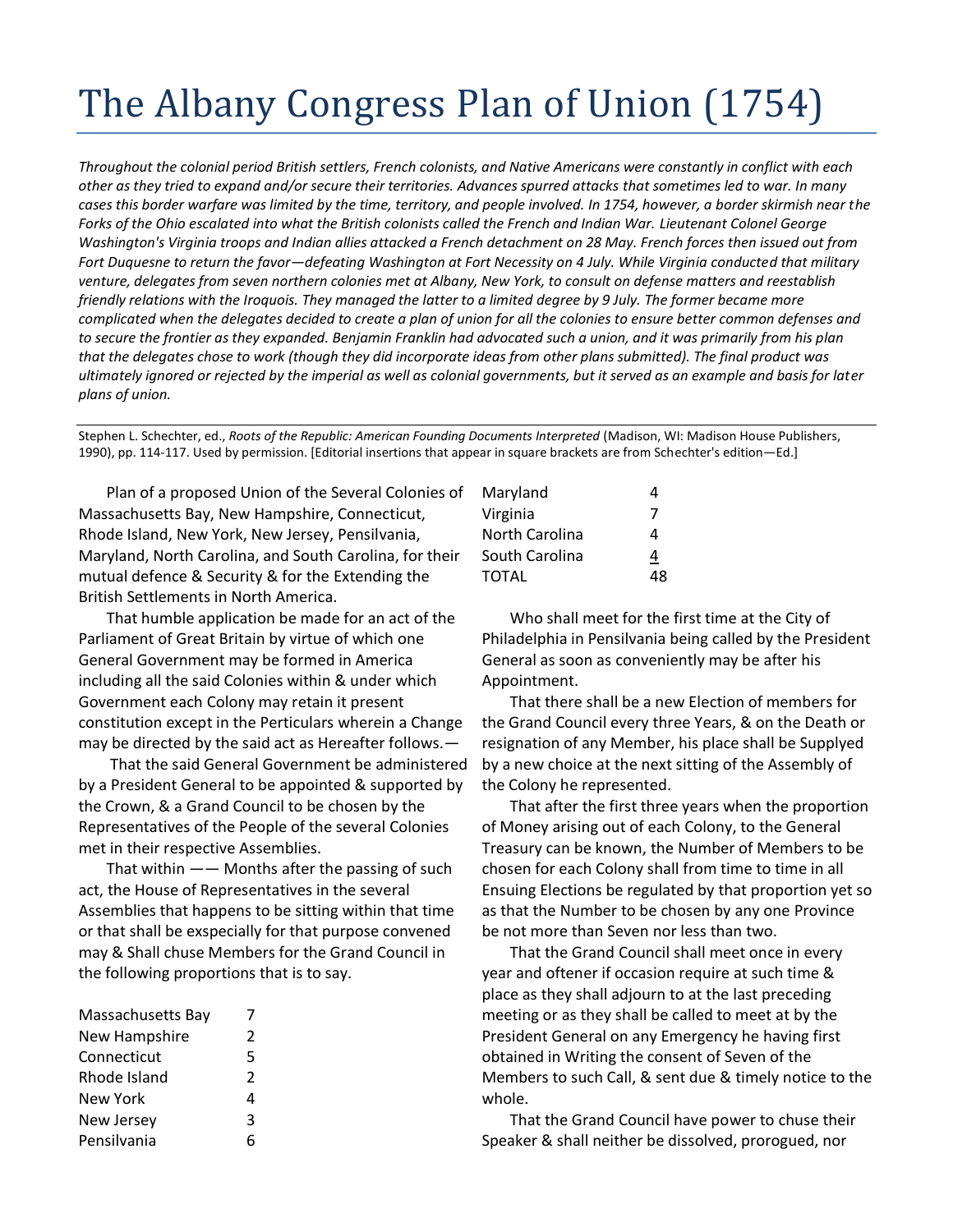# The Albany Congress Plan of Union (1754)

*Throughout the colonial period British settlers, French colonists, and Native Americans were constantly in conflict with each other as they tried to expand and/or secure their territories. Advances spurred attacks that sometimes led to war. In many cases this border warfare was limited by the time, territory, and people involved. In 1754, however, a border skirmish near the Forks of the Ohio escalated into what the British colonists called the French and Indian War. Lieutenant Colonel George Washington's Virginia troops and Indian allies attacked a French detachment on 28 May. French forces then issued out from Fort Duquesne to return the favor—defeating Washington at Fort Necessity on 4 July. While Virginia conducted that military venture, delegates from seven northern colonies met at Albany, New York, to consult on defense matters and reestablish friendly relations with the Iroquois. They managed the latter to a limited degree by 9 July. The former became more complicated when the delegates decided to create a plan of union for all the colonies to ensure better common defenses and to secure the frontier as they expanded. Benjamin Franklin had advocated such a union, and it was primarily from his plan that the delegates chose to work (though they did incorporate ideas from other plans submitted). The final product was ultimately ignored or rejected by the imperial as well as colonial governments, but it served as an example and basis for later plans of union.*

---

Stephen L. Schechter, ed., *Roots of the Republic: American Founding Documents Interpreted* (Madison, WI: Madison House Publishers, 1990), pp. 114-117. Used by permission. [Editorial insertions that appear in square brackets are from Schechter's edition—Ed.]

Plan of a proposed Union of the Several Colonies of Massachusetts Bay, New Hampshire, Connecticut, Rhode Island, New York, New Jersey, Pensilvania, Maryland, North Carolina, and South Carolina, for their mutual defence & Security & for the Extending the British Settlements in North America.

That humble application be made for an act of the Parliament of Great Britain by virtue of which one General Government may be formed in America including all the said Colonies within & under which Government each Colony may retain it present constitution except in the Perticulars wherein a Change may be directed by the said act as Hereafter follows.—

That the said General Government be administered by a President General to be appointed & supported by the Crown, & a Grand Council to be chosen by the Representatives of the People of the several Colonies met in their respective Assemblies.

That within —— Months after the passing of such act, the House of Representatives in the several Assemblies that happens to be sitting within that time or that shall be exspecially for that purpose convened may & Shall chuse Members for the Grand Council in the following proportions that is to say.

| | |
|---|---|
| Massachusetts Bay | 7 |
| New Hampshire | 2 |
| Connecticut | 5 |
| Rhode Island | 2 |
| New York | 4 |
| New Jersey | 3 |
| Pensilvania | 6 |
| Maryland | 4 |
| Virginia | 7 |
| North Carolina | 4 |
| South Carolina | 4 |
| TOTAL | 48 |

Who shall meet for the first time at the City of Philadelphia in Pensilvania being called by the President General as soon as conveniently may be after his Appointment.

That there shall be a new Election of members for the Grand Council every three Years, & on the Death or resignation of any Member, his place shall be Supplyed by a new choice at the next sitting of the Assembly of the Colony he represented.

That after the first three years when the proportion of Money arising out of each Colony, to the General Treasury can be known, the Number of Members to be chosen for each Colony shall from time to time in all Ensuing Elections be regulated by that proportion yet so as that the Number to be chosen by any one Province be not more than Seven nor less than two.

That the Grand Council shall meet once in every year and oftener if occasion require at such time & place as they shall adjourn to at the last preceding meeting or as they shall be called to meet at by the President General on any Emergency he having first obtained in Writing the consent of Seven of the Members to such Call, & sent due & timely notice to the whole.

That the Grand Council have power to chuse their Speaker & shall neither be dissolved, prorogued, nor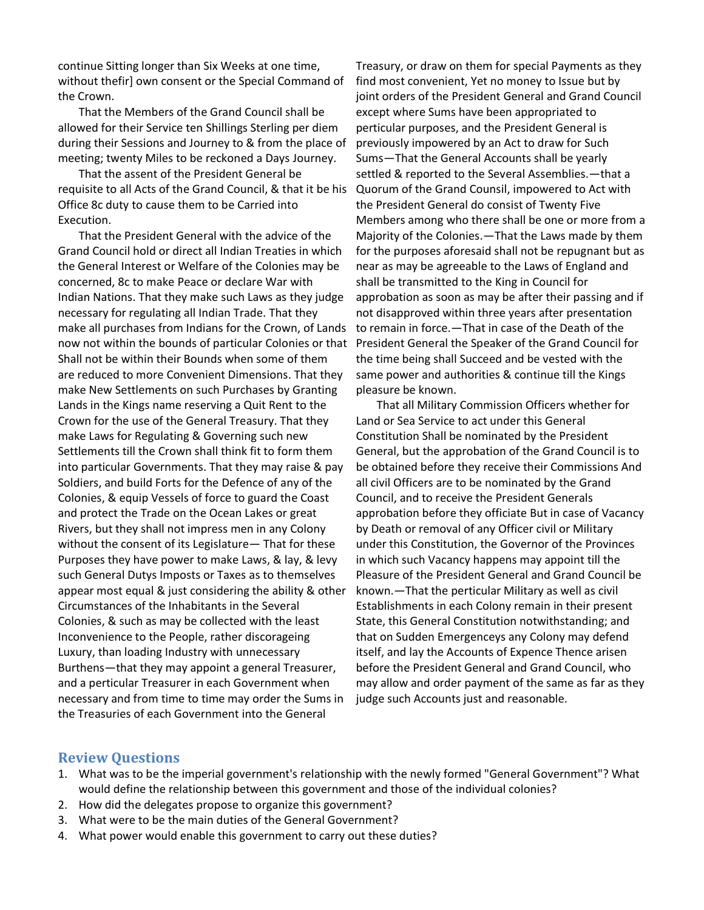continue Sitting longer than Six Weeks at one time, without thefir] own consent or the Special Command of the Crown.

That the Members of the Grand Council shall be allowed for their Service ten Shillings Sterling per diem during their Sessions and Journey to & from the place of meeting; twenty Miles to be reckoned a Days Journey.

That the assent of the President General be requisite to all Acts of the Grand Council, & that it be his Office 8c duty to cause them to be Carried into Execution.

That the President General with the advice of the Grand Council hold or direct all Indian Treaties in which the General Interest or Welfare of the Colonies may be concerned, 8c to make Peace or declare War with Indian Nations. That they make such Laws as they judge necessary for regulating all Indian Trade. That they make all purchases from Indians for the Crown, of Lands now not within the bounds of particular Colonies or that Shall not be within their Bounds when some of them are reduced to more Convenient Dimensions. That they make New Settlements on such Purchases by Granting Lands in the Kings name reserving a Quit Rent to the Crown for the use of the General Treasury. That they make Laws for Regulating & Governing such new Settlements till the Crown shall think fit to form them into particular Governments. That they may raise & pay Soldiers, and build Forts for the Defence of any of the Colonies, & equip Vessels of force to guard the Coast and protect the Trade on the Ocean Lakes or great Rivers, but they shall not impress men in any Colony without the consent of its Legislature— That for these Purposes they have power to make Laws, & lay, & levy such General Dutys Imposts or Taxes as to themselves appear most equal & just considering the ability & other Circumstances of the Inhabitants in the Several Colonies, & such as may be collected with the least Inconvenience to the People, rather discorageing Luxury, than loading Industry with unnecessary Burthens—that they may appoint a general Treasurer, and a perticular Treasurer in each Government when necessary and from time to time may order the Sums in the Treasuries of each Government into the General Treasury, or draw on them for special Payments as they find most convenient, Yet no money to Issue but by joint orders of the President General and Grand Council except where Sums have been appropriated to perticular purposes, and the President General is previously impowered by an Act to draw for Such Sums—That the General Accounts shall be yearly settled & reported to the Several Assemblies.—that a Quorum of the Grand Counsil, impowered to Act with the President General do consist of Twenty Five Members among who there shall be one or more from a Majority of the Colonies.—That the Laws made by them for the purposes aforesaid shall not be repugnant but as near as may be agreeable to the Laws of England and shall be transmitted to the King in Council for approbation as soon as may be after their passing and if not disapproved within three years after presentation to remain in force.—That in case of the Death of the President General the Speaker of the Grand Council for the time being shall Succeed and be vested with the same power and authorities & continue till the Kings pleasure be known.

That all Military Commission Officers whether for Land or Sea Service to act under this General Constitution Shall be nominated by the President General, but the approbation of the Grand Council is to be obtained before they receive their Commissions And all civil Officers are to be nominated by the Grand Council, and to receive the President Generals approbation before they officiate But in case of Vacancy by Death or removal of any Officer civil or Military under this Constitution, the Governor of the Provinces in which such Vacancy happens may appoint till the Pleasure of the President General and Grand Council be known.—That the perticular Military as well as civil Establishments in each Colony remain in their present State, this General Constitution notwithstanding; and that on Sudden Emergenceys any Colony may defend itself, and lay the Accounts of Expence Thence arisen before the President General and Grand Council, who may allow and order payment of the same as far as they judge such Accounts just and reasonable.

## Review Questions

1. What was to be the imperial government's relationship with the newly formed "General Government"? What would define the relationship between this government and those of the individual colonies?
2. How did the delegates propose to organize this government?
3. What were to be the main duties of the General Government?
4. What power would enable this government to carry out these duties?